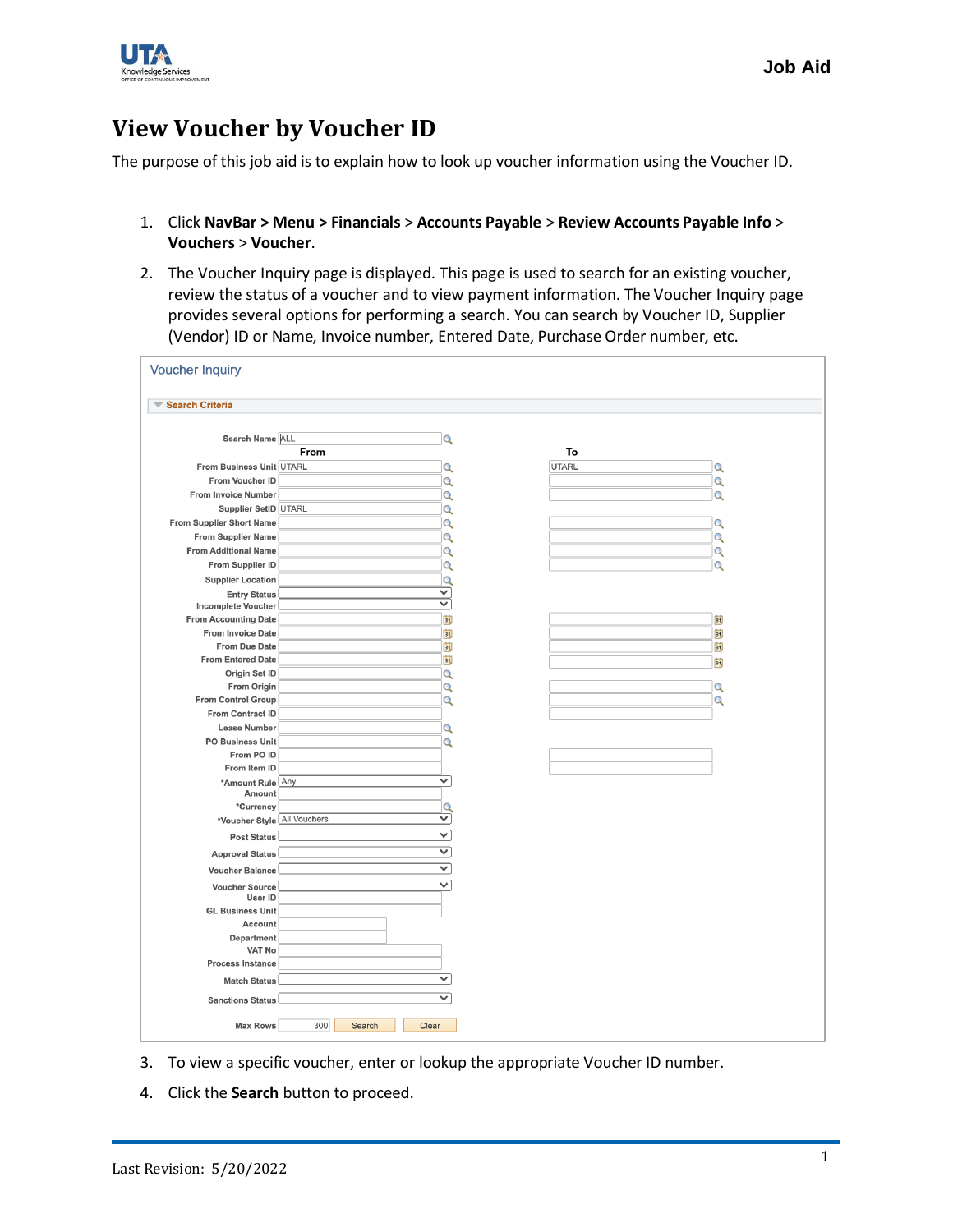# View Voucher by Voucher ID

The purpose of this job aid is to explain how to look up voucher information using the Voucher ID.

1. Click **NavBar > Menu > Financials** > **Accounts Payable** > **Review Accounts Payable Info** > **Vouchers** > **Voucher**.
2. The Voucher Inquiry page is displayed. This page is used to search for an existing voucher, review the status of a voucher and to view payment information. The Voucher Inquiry page provides several options for performing a search. You can search by Voucher ID, Supplier (Vendor) ID or Name, Invoice number, Entered Date, Purchase Order number, etc.
3. To view a specific voucher, enter or lookup the appropriate Voucher ID number.
4. Click the **Search** button to proceed.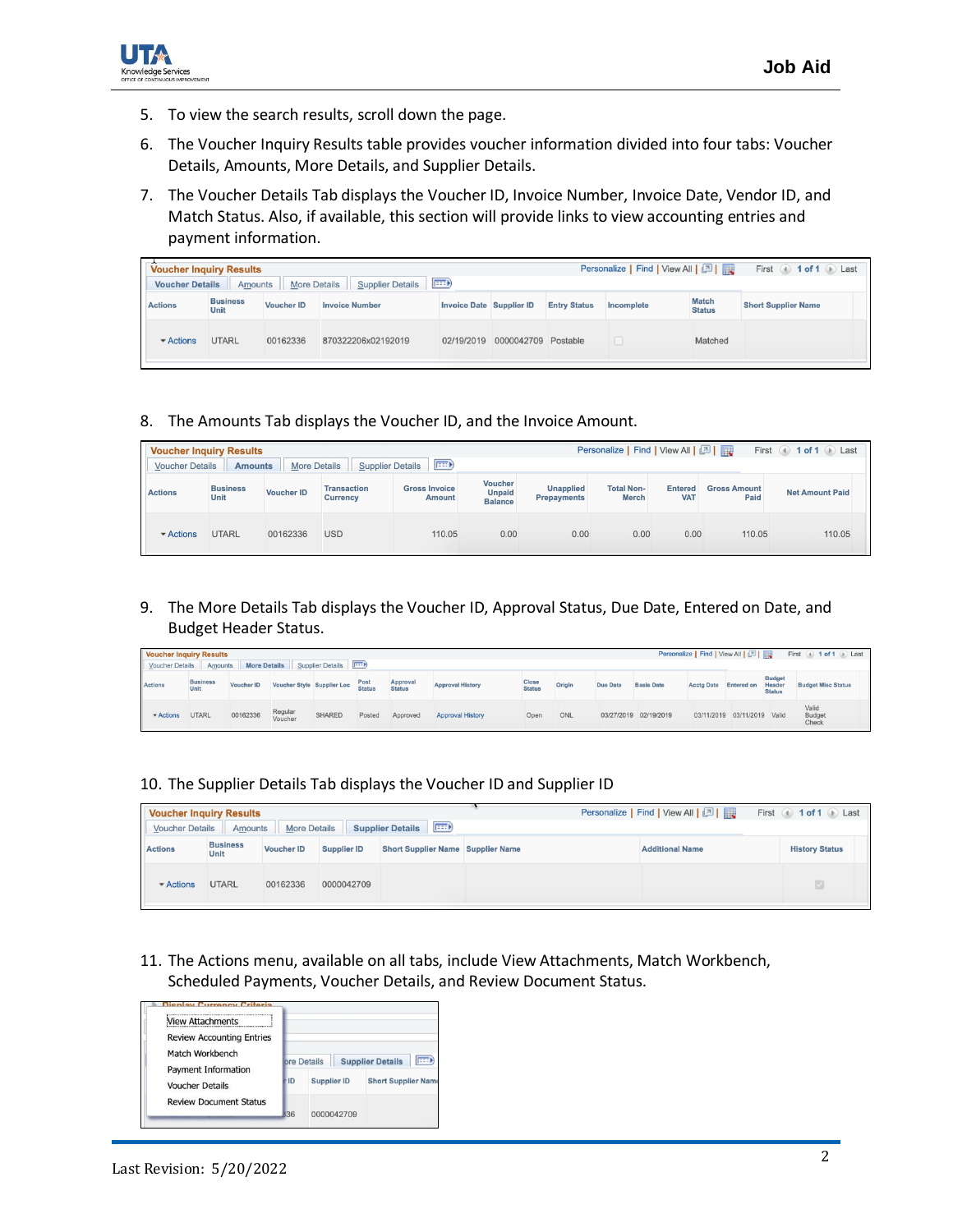5. To view the search results, scroll down the page.
6. The Voucher Inquiry Results table provides voucher information divided into four tabs: Voucher Details, Amounts, More Details, and Supplier Details.
7. The Voucher Details Tab displays the Voucher ID, Invoice Number, Invoice Date, Vendor ID, and Match Status. Also, if available, this section will provide links to view accounting entries and payment information.

**Voucher Inquiry Results** — Voucher Details | Amounts | More Details | Supplier Details

| Actions | Business Unit | Voucher ID | Invoice Number | Invoice Date | Supplier ID | Entry Status | Incomplete | Match Status | Short Supplier Name |
|---|---|---|---|---|---|---|---|---|---|
| Actions | UTARL | 00162336 | 870322206x02192019 | 02/19/2019 | 0000042709 | Postable | | Matched | |

8. The Amounts Tab displays the Voucher ID, and the Invoice Amount.

**Voucher Inquiry Results** — Voucher Details | Amounts | More Details | Supplier Details

| Actions | Business Unit | Voucher ID | Transaction Currency | Gross Invoice Amount | Voucher Unpaid Balance | Unapplied Prepayments | Total Non-Merch | Entered VAT | Gross Amount Paid | Net Amount Paid |
|---|---|---|---|---|---|---|---|---|---|---|
| Actions | UTARL | 00162336 | USD | 110.05 | 0.00 | 0.00 | 0.00 | 0.00 | 110.05 | 110.05 |

9. The More Details Tab displays the Voucher ID, Approval Status, Due Date, Entered on Date, and Budget Header Status.

**Voucher Inquiry Results** — Voucher Details | Amounts | More Details | Supplier Details

| Actions | Business Unit | Voucher ID | Voucher Style | Supplier Loc | Post Status | Approval Status | Approval History | Close Status | Origin | Due Date | Basis Date | Acctg Date | Entered on | Budget Header Status | Budget Misc Status |
|---|---|---|---|---|---|---|---|---|---|---|---|---|---|---|---|
| Actions | UTARL | 00162336 | Regular Voucher | SHARED | Posted | Approved | Approval History | Open | ONL | 03/27/2019 | 02/19/2019 | 03/11/2019 | 03/11/2019 | Valid | Valid Budget Check |

10. The Supplier Details Tab displays the Voucher ID and Supplier ID

**Voucher Inquiry Results** — Voucher Details | Amounts | More Details | Supplier Details

| Actions | Business Unit | Voucher ID | Supplier ID | Short Supplier Name | Supplier Name | Additional Name | History Status |
|---|---|---|---|---|---|---|---|
| Actions | UTARL | 00162336 | 0000042709 | | | | ☑ |

11. The Actions menu, available on all tabs, include View Attachments, Match Workbench, Scheduled Payments, Voucher Details, and Review Document Status.

- View Attachments
- Review Accounting Entries
- Match Workbench
- Payment Information
- Voucher Details
- Review Document Status

Last Revision: 5/20/2022